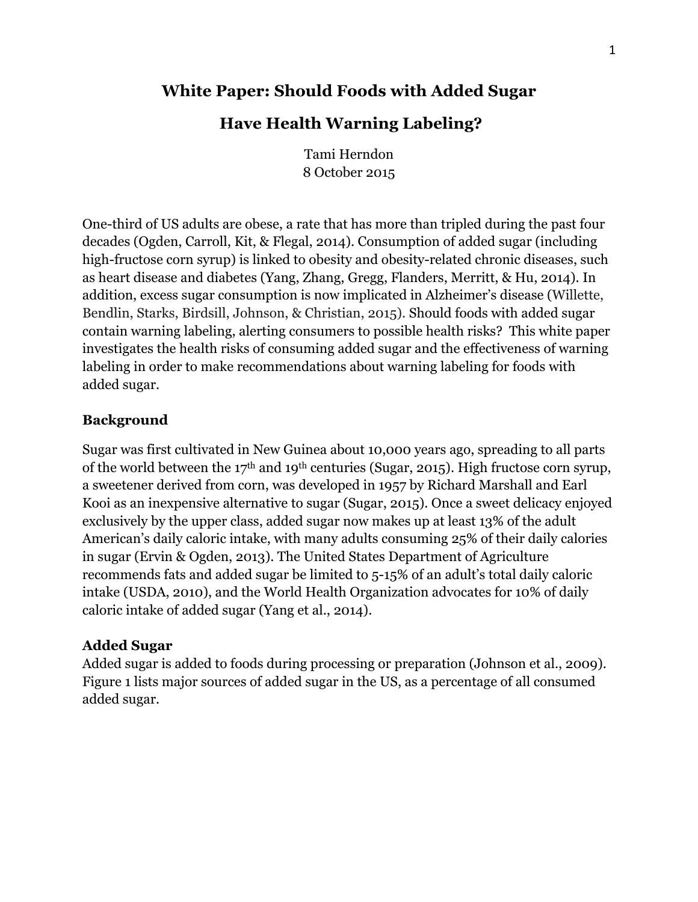# White Paper: Should Foods with Added Sugar Have Health Warning Labeling?

Tami Herndon
8 October 2015

One-third of US adults are obese, a rate that has more than tripled during the past four decades (Ogden, Carroll, Kit, & Flegal, 2014). Consumption of added sugar (including high-fructose corn syrup) is linked to obesity and obesity-related chronic diseases, such as heart disease and diabetes (Yang, Zhang, Gregg, Flanders, Merritt, & Hu, 2014). In addition, excess sugar consumption is now implicated in Alzheimer's disease (Willette, Bendlin, Starks, Birdsill, Johnson, & Christian, 2015). Should foods with added sugar contain warning labeling, alerting consumers to possible health risks? This white paper investigates the health risks of consuming added sugar and the effectiveness of warning labeling in order to make recommendations about warning labeling for foods with added sugar.

## Background

Sugar was first cultivated in New Guinea about 10,000 years ago, spreading to all parts of the world between the 17th and 19th centuries (Sugar, 2015). High fructose corn syrup, a sweetener derived from corn, was developed in 1957 by Richard Marshall and Earl Kooi as an inexpensive alternative to sugar (Sugar, 2015). Once a sweet delicacy enjoyed exclusively by the upper class, added sugar now makes up at least 13% of the adult American's daily caloric intake, with many adults consuming 25% of their daily calories in sugar (Ervin & Ogden, 2013). The United States Department of Agriculture recommends fats and added sugar be limited to 5-15% of an adult's total daily caloric intake (USDA, 2010), and the World Health Organization advocates for 10% of daily caloric intake of added sugar (Yang et al., 2014).

## Added Sugar

Added sugar is added to foods during processing or preparation (Johnson et al., 2009). Figure 1 lists major sources of added sugar in the US, as a percentage of all consumed added sugar.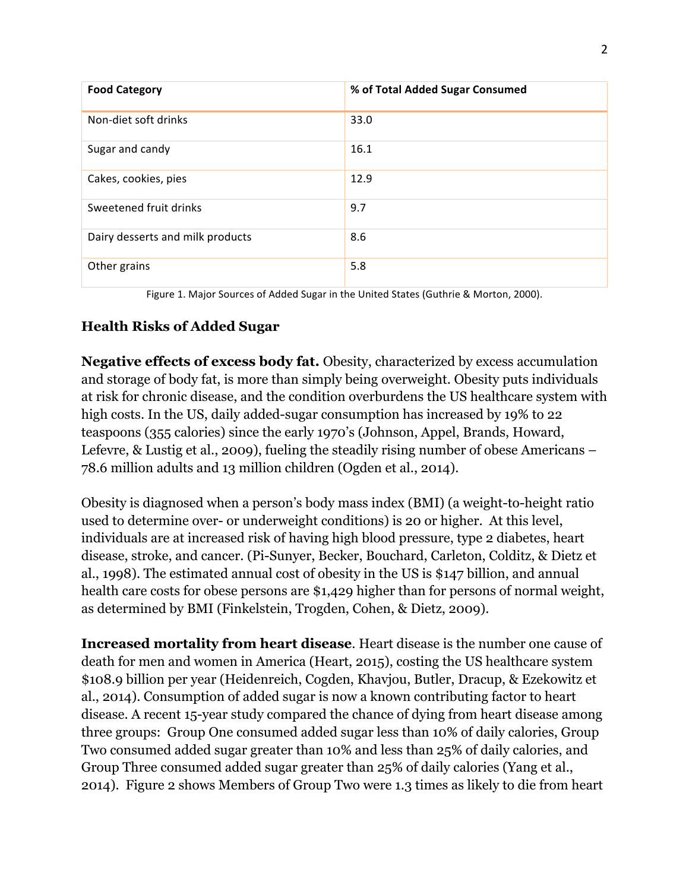| Food Category | % of Total Added Sugar Consumed |
| --- | --- |
| Non-diet soft drinks | 33.0 |
| Sugar and candy | 16.1 |
| Cakes, cookies, pies | 12.9 |
| Sweetened fruit drinks | 9.7 |
| Dairy desserts and milk products | 8.6 |
| Other grains | 5.8 |

Figure 1. Major Sources of Added Sugar in the United States (Guthrie & Morton, 2000).

## Health Risks of Added Sugar

**Negative effects of excess body fat.** Obesity, characterized by excess accumulation and storage of body fat, is more than simply being overweight. Obesity puts individuals at risk for chronic disease, and the condition overburdens the US healthcare system with high costs. In the US, daily added-sugar consumption has increased by 19% to 22 teaspoons (355 calories) since the early 1970's (Johnson, Appel, Brands, Howard, Lefevre, & Lustig et al., 2009), fueling the steadily rising number of obese Americans – 78.6 million adults and 13 million children (Ogden et al., 2014).

Obesity is diagnosed when a person's body mass index (BMI) (a weight-to-height ratio used to determine over- or underweight conditions) is 20 or higher. At this level, individuals are at increased risk of having high blood pressure, type 2 diabetes, heart disease, stroke, and cancer. (Pi-Sunyer, Becker, Bouchard, Carleton, Colditz, & Dietz et al., 1998). The estimated annual cost of obesity in the US is $147 billion, and annual health care costs for obese persons are $1,429 higher than for persons of normal weight, as determined by BMI (Finkelstein, Trogden, Cohen, & Dietz, 2009).

**Increased mortality from heart disease**. Heart disease is the number one cause of death for men and women in America (Heart, 2015), costing the US healthcare system $108.9 billion per year (Heidenreich, Cogden, Khavjou, Butler, Dracup, & Ezekowitz et al., 2014). Consumption of added sugar is now a known contributing factor to heart disease. A recent 15-year study compared the chance of dying from heart disease among three groups: Group One consumed added sugar less than 10% of daily calories, Group Two consumed added sugar greater than 10% and less than 25% of daily calories, and Group Three consumed added sugar greater than 25% of daily calories (Yang et al., 2014). Figure 2 shows Members of Group Two were 1.3 times as likely to die from heart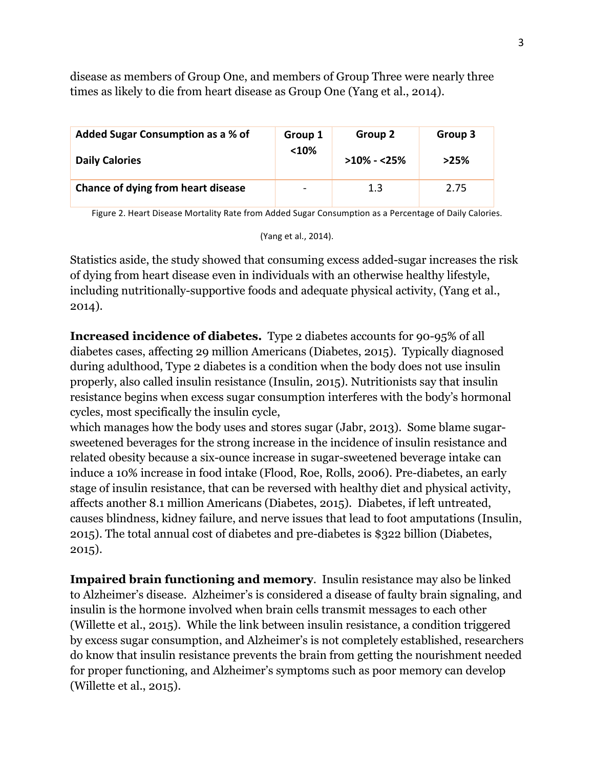disease as members of Group One, and members of Group Three were nearly three times as likely to die from heart disease as Group One (Yang et al., 2014).

| Added Sugar Consumption as a % of Daily Calories | Group 1 <10% | Group 2 >10% - <25% | Group 3 >25% |
|---|---|---|---|
| Chance of dying from heart disease | - | 1.3 | 2.75 |

Figure 2. Heart Disease Mortality Rate from Added Sugar Consumption as a Percentage of Daily Calories. (Yang et al., 2014).

Statistics aside, the study showed that consuming excess added-sugar increases the risk of dying from heart disease even in individuals with an otherwise healthy lifestyle, including nutritionally-supportive foods and adequate physical activity, (Yang et al., 2014).

**Increased incidence of diabetes.** Type 2 diabetes accounts for 90-95% of all diabetes cases, affecting 29 million Americans (Diabetes, 2015). Typically diagnosed during adulthood, Type 2 diabetes is a condition when the body does not use insulin properly, also called insulin resistance (Insulin, 2015). Nutritionists say that insulin resistance begins when excess sugar consumption interferes with the body's hormonal cycles, most specifically the insulin cycle, which manages how the body uses and stores sugar (Jabr, 2013). Some blame sugar-sweetened beverages for the strong increase in the incidence of insulin resistance and related obesity because a six-ounce increase in sugar-sweetened beverage intake can induce a 10% increase in food intake (Flood, Roe, Rolls, 2006). Pre-diabetes, an early stage of insulin resistance, that can be reversed with healthy diet and physical activity, affects another 8.1 million Americans (Diabetes, 2015). Diabetes, if left untreated, causes blindness, kidney failure, and nerve issues that lead to foot amputations (Insulin, 2015). The total annual cost of diabetes and pre-diabetes is $322 billion (Diabetes, 2015).

**Impaired brain functioning and memory**. Insulin resistance may also be linked to Alzheimer's disease. Alzheimer's is considered a disease of faulty brain signaling, and insulin is the hormone involved when brain cells transmit messages to each other (Willette et al., 2015). While the link between insulin resistance, a condition triggered by excess sugar consumption, and Alzheimer's is not completely established, researchers do know that insulin resistance prevents the brain from getting the nourishment needed for proper functioning, and Alzheimer's symptoms such as poor memory can develop (Willette et al., 2015).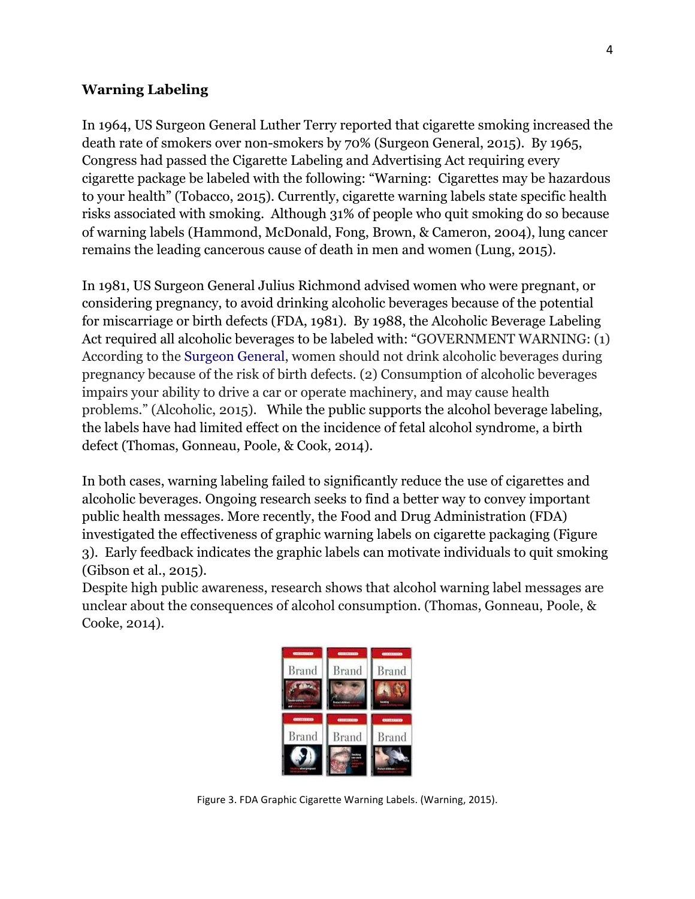## Warning Labeling

In 1964, US Surgeon General Luther Terry reported that cigarette smoking increased the death rate of smokers over non-smokers by 70% (Surgeon General, 2015). By 1965, Congress had passed the Cigarette Labeling and Advertising Act requiring every cigarette package be labeled with the following: "Warning: Cigarettes may be hazardous to your health" (Tobacco, 2015). Currently, cigarette warning labels state specific health risks associated with smoking. Although 31% of people who quit smoking do so because of warning labels (Hammond, McDonald, Fong, Brown, & Cameron, 2004), lung cancer remains the leading cancerous cause of death in men and women (Lung, 2015).

In 1981, US Surgeon General Julius Richmond advised women who were pregnant, or considering pregnancy, to avoid drinking alcoholic beverages because of the potential for miscarriage or birth defects (FDA, 1981). By 1988, the Alcoholic Beverage Labeling Act required all alcoholic beverages to be labeled with: "GOVERNMENT WARNING: (1) According to the Surgeon General, women should not drink alcoholic beverages during pregnancy because of the risk of birth defects. (2) Consumption of alcoholic beverages impairs your ability to drive a car or operate machinery, and may cause health problems." (Alcoholic, 2015). While the public supports the alcohol beverage labeling, the labels have had limited effect on the incidence of fetal alcohol syndrome, a birth defect (Thomas, Gonneau, Poole, & Cook, 2014).

In both cases, warning labeling failed to significantly reduce the use of cigarettes and alcoholic beverages. Ongoing research seeks to find a better way to convey important public health messages. More recently, the Food and Drug Administration (FDA) investigated the effectiveness of graphic warning labels on cigarette packaging (Figure 3). Early feedback indicates the graphic labels can motivate individuals to quit smoking (Gibson et al., 2015).
Despite high public awareness, research shows that alcohol warning label messages are unclear about the consequences of alcohol consumption. (Thomas, Gonneau, Poole, & Cooke, 2014).

Figure 3. FDA Graphic Cigarette Warning Labels. (Warning, 2015).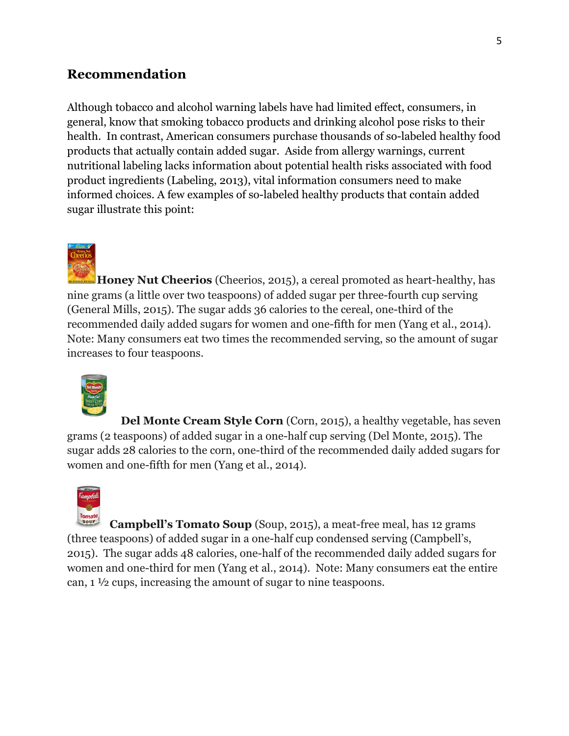## Recommendation

Although tobacco and alcohol warning labels have had limited effect, consumers, in general, know that smoking tobacco products and drinking alcohol pose risks to their health. In contrast, American consumers purchase thousands of so-labeled healthy food products that actually contain added sugar. Aside from allergy warnings, current nutritional labeling lacks information about potential health risks associated with food product ingredients (Labeling, 2013), vital information consumers need to make informed choices. A few examples of so-labeled healthy products that contain added sugar illustrate this point:

**Honey Nut Cheerios** (Cheerios, 2015), a cereal promoted as heart-healthy, has nine grams (a little over two teaspoons) of added sugar per three-fourth cup serving (General Mills, 2015). The sugar adds 36 calories to the cereal, one-third of the recommended daily added sugars for women and one-fifth for men (Yang et al., 2014). Note: Many consumers eat two times the recommended serving, so the amount of sugar increases to four teaspoons.

**Del Monte Cream Style Corn** (Corn, 2015), a healthy vegetable, has seven grams (2 teaspoons) of added sugar in a one-half cup serving (Del Monte, 2015). The sugar adds 28 calories to the corn, one-third of the recommended daily added sugars for women and one-fifth for men (Yang et al., 2014).

**Campbell's Tomato Soup** (Soup, 2015), a meat-free meal, has 12 grams (three teaspoons) of added sugar in a one-half cup condensed serving (Campbell's, 2015). The sugar adds 48 calories, one-half of the recommended daily added sugars for women and one-third for men (Yang et al., 2014). Note: Many consumers eat the entire can, 1 ½ cups, increasing the amount of sugar to nine teaspoons.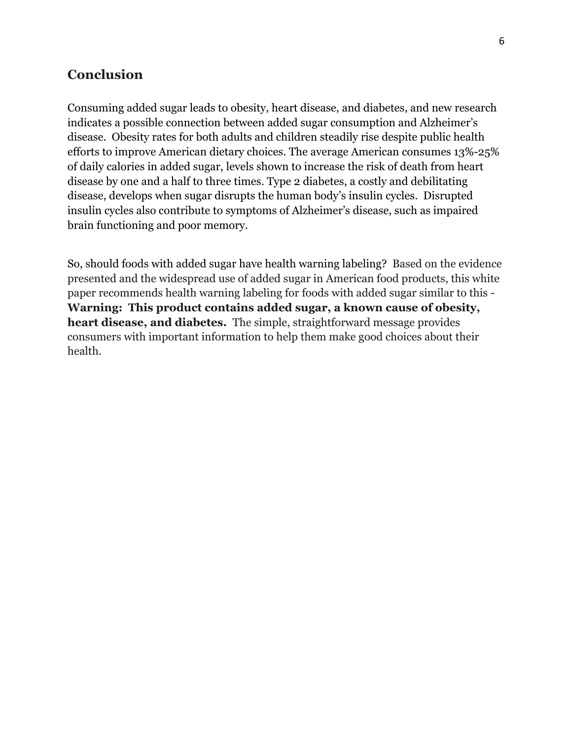## Conclusion

Consuming added sugar leads to obesity, heart disease, and diabetes, and new research indicates a possible connection between added sugar consumption and Alzheimer's disease. Obesity rates for both adults and children steadily rise despite public health efforts to improve American dietary choices. The average American consumes 13%-25% of daily calories in added sugar, levels shown to increase the risk of death from heart disease by one and a half to three times. Type 2 diabetes, a costly and debilitating disease, develops when sugar disrupts the human body's insulin cycles. Disrupted insulin cycles also contribute to symptoms of Alzheimer's disease, such as impaired brain functioning and poor memory.

So, should foods with added sugar have health warning labeling? Based on the evidence presented and the widespread use of added sugar in American food products, this white paper recommends health warning labeling for foods with added sugar similar to this - **Warning: This product contains added sugar, a known cause of obesity, heart disease, and diabetes.** The simple, straightforward message provides consumers with important information to help them make good choices about their health.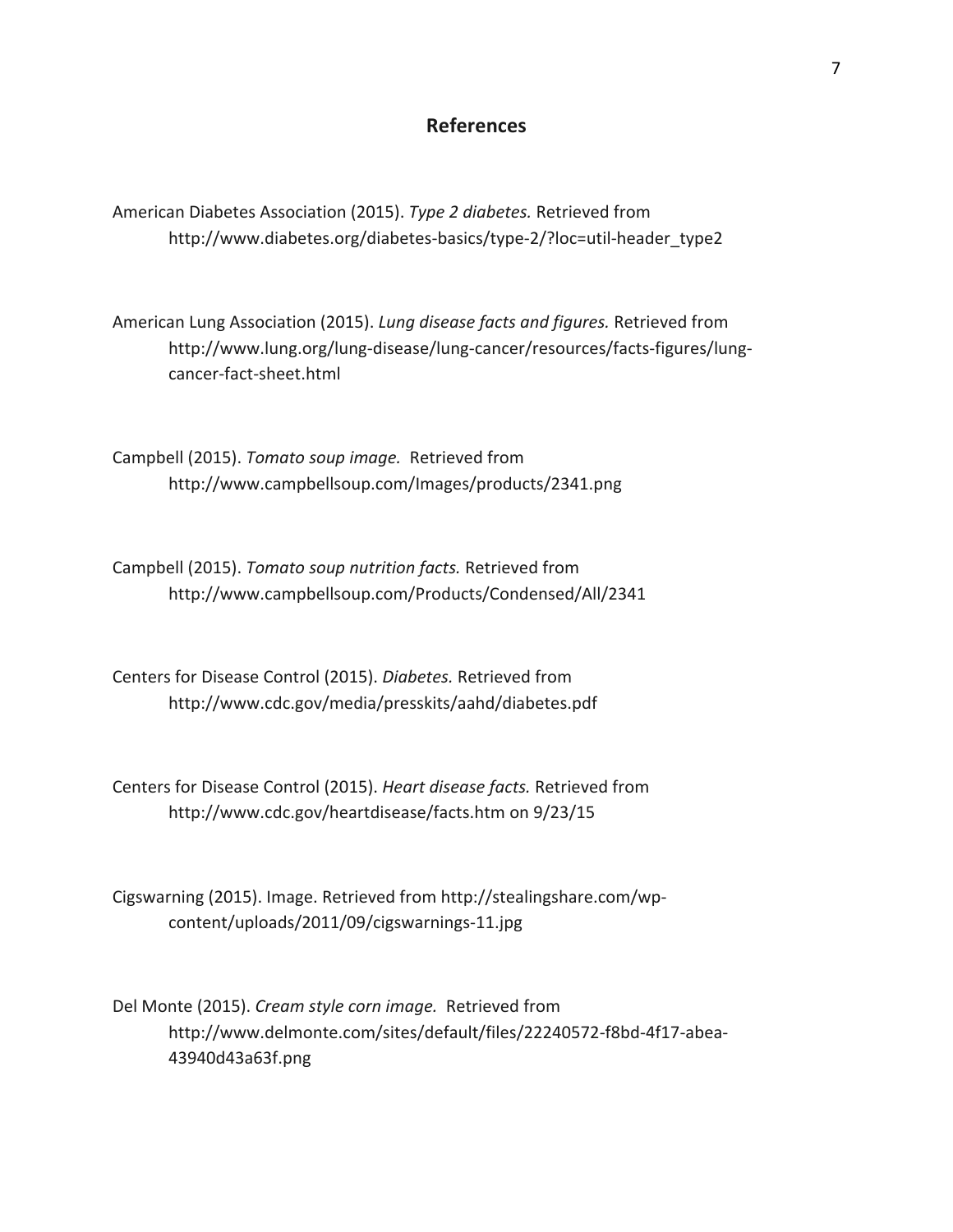## References

American Diabetes Association (2015). *Type 2 diabetes.* Retrieved from http://www.diabetes.org/diabetes-basics/type-2/?loc=util-header_type2

American Lung Association (2015). *Lung disease facts and figures.* Retrieved from http://www.lung.org/lung-disease/lung-cancer/resources/facts-figures/lung-cancer-fact-sheet.html

Campbell (2015). *Tomato soup image.* Retrieved from http://www.campbellsoup.com/Images/products/2341.png

Campbell (2015). *Tomato soup nutrition facts.* Retrieved from http://www.campbellsoup.com/Products/Condensed/All/2341

Centers for Disease Control (2015). *Diabetes.* Retrieved from http://www.cdc.gov/media/presskits/aahd/diabetes.pdf

Centers for Disease Control (2015). *Heart disease facts.* Retrieved from http://www.cdc.gov/heartdisease/facts.htm on 9/23/15

Cigswarning (2015). Image. Retrieved from http://stealingshare.com/wp-content/uploads/2011/09/cigswarnings-11.jpg

Del Monte (2015). *Cream style corn image.* Retrieved from http://www.delmonte.com/sites/default/files/22240572-f8bd-4f17-abea-43940d43a63f.png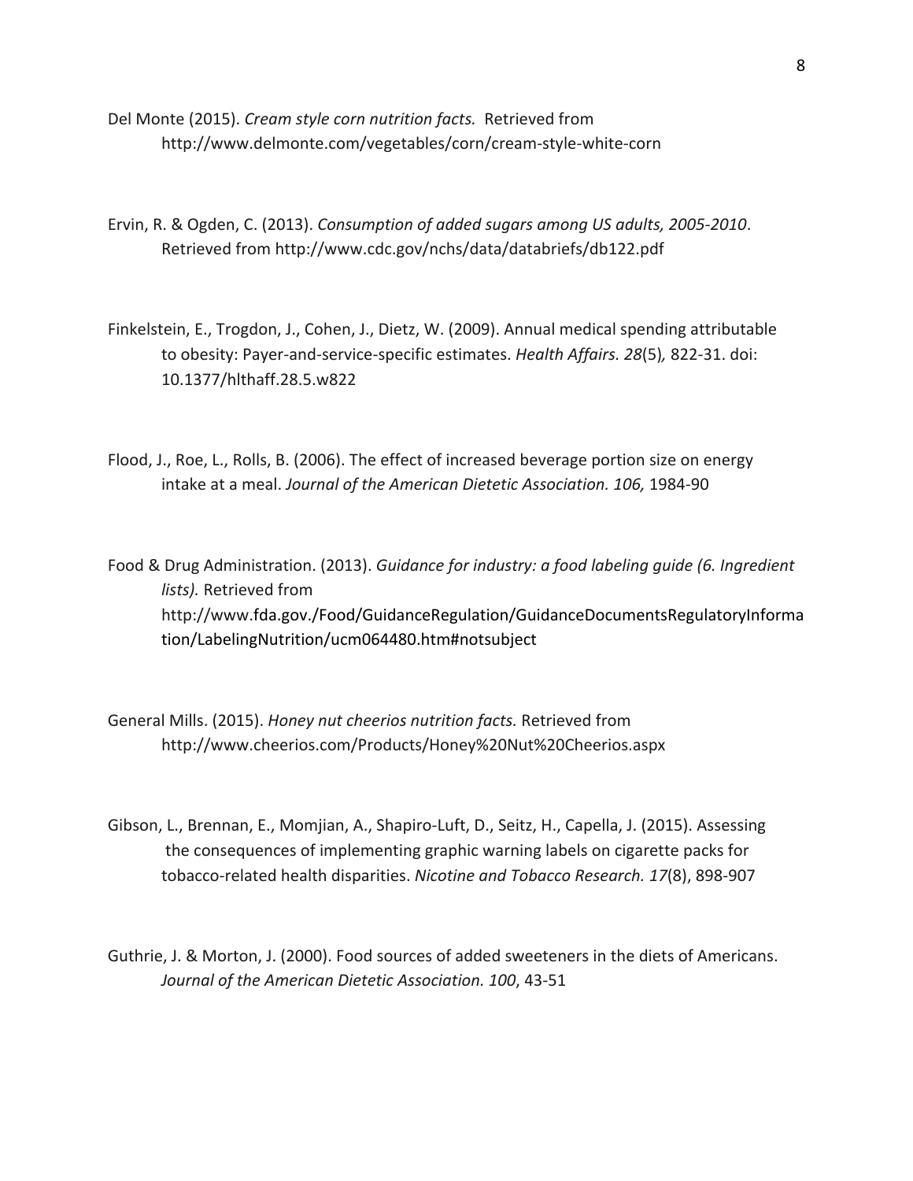Del Monte (2015). *Cream style corn nutrition facts.* Retrieved from http://www.delmonte.com/vegetables/corn/cream-style-white-corn

Ervin, R. & Ogden, C. (2013). *Consumption of added sugars among US adults, 2005-2010*. Retrieved from http://www.cdc.gov/nchs/data/databriefs/db122.pdf

Finkelstein, E., Trogdon, J., Cohen, J., Dietz, W. (2009). Annual medical spending attributable to obesity: Payer-and-service-specific estimates. *Health Affairs. 28*(5)*,* 822-31. doi: 10.1377/hlthaff.28.5.w822

Flood, J., Roe, L., Rolls, B. (2006). The effect of increased beverage portion size on energy intake at a meal. *Journal of the American Dietetic Association. 106,* 1984-90

Food & Drug Administration. (2013). *Guidance for industry: a food labeling guide (6. Ingredient lists).* Retrieved from http://www.fda.gov./Food/GuidanceRegulation/GuidanceDocumentsRegulatoryInformation/LabelingNutrition/ucm064480.htm#notsubject

General Mills. (2015). *Honey nut cheerios nutrition facts.* Retrieved from http://www.cheerios.com/Products/Honey%20Nut%20Cheerios.aspx

Gibson, L., Brennan, E., Momjian, A., Shapiro-Luft, D., Seitz, H., Capella, J. (2015). Assessing the consequences of implementing graphic warning labels on cigarette packs for tobacco-related health disparities. *Nicotine and Tobacco Research. 17*(8), 898-907

Guthrie, J. & Morton, J. (2000). Food sources of added sweeteners in the diets of Americans. *Journal of the American Dietetic Association. 100*, 43-51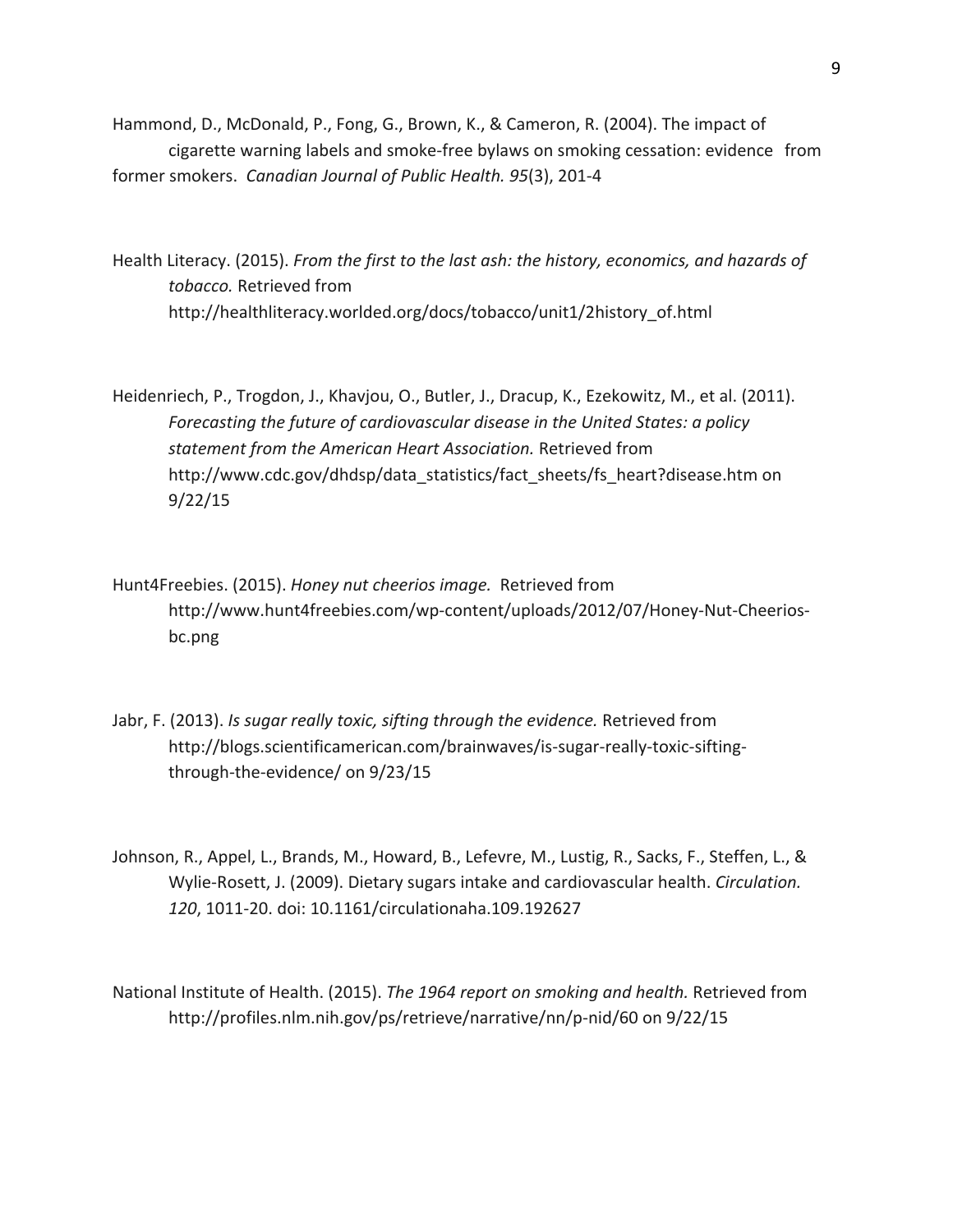Hammond, D., McDonald, P., Fong, G., Brown, K., & Cameron, R. (2004). The impact of cigarette warning labels and smoke-free bylaws on smoking cessation: evidence from former smokers. *Canadian Journal of Public Health. 95*(3), 201-4

Health Literacy. (2015). *From the first to the last ash: the history, economics, and hazards of tobacco.* Retrieved from http://healthliteracy.worlded.org/docs/tobacco/unit1/2history_of.html

Heidenriech, P., Trogdon, J., Khavjou, O., Butler, J., Dracup, K., Ezekowitz, M., et al. (2011). *Forecasting the future of cardiovascular disease in the United States: a policy statement from the American Heart Association.* Retrieved from http://www.cdc.gov/dhdsp/data_statistics/fact_sheets/fs_heart?disease.htm on 9/22/15

Hunt4Freebies. (2015). *Honey nut cheerios image.* Retrieved from http://www.hunt4freebies.com/wp-content/uploads/2012/07/Honey-Nut-Cheerios-bc.png

Jabr, F. (2013). *Is sugar really toxic, sifting through the evidence.* Retrieved from http://blogs.scientificamerican.com/brainwaves/is-sugar-really-toxic-sifting-through-the-evidence/ on 9/23/15

Johnson, R., Appel, L., Brands, M., Howard, B., Lefevre, M., Lustig, R., Sacks, F., Steffen, L., & Wylie-Rosett, J. (2009). Dietary sugars intake and cardiovascular health. *Circulation. 120*, 1011-20. doi: 10.1161/circulationaha.109.192627

National Institute of Health. (2015). *The 1964 report on smoking and health.* Retrieved from http://profiles.nlm.nih.gov/ps/retrieve/narrative/nn/p-nid/60 on 9/22/15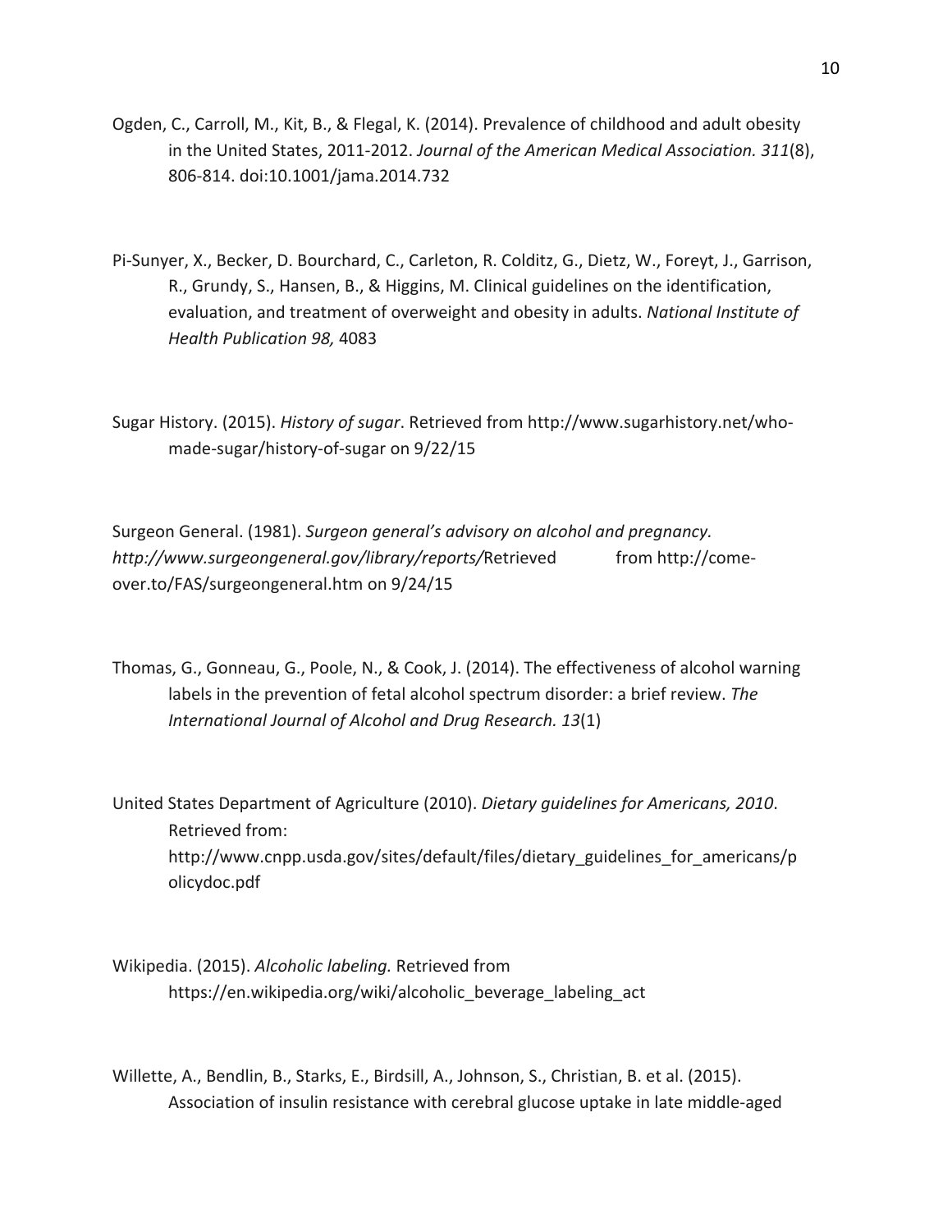Ogden, C., Carroll, M., Kit, B., & Flegal, K. (2014). Prevalence of childhood and adult obesity in the United States, 2011-2012. *Journal of the American Medical Association. 311*(8), 806-814. doi:10.1001/jama.2014.732

Pi-Sunyer, X., Becker, D. Bourchard, C., Carleton, R. Colditz, G., Dietz, W., Foreyt, J., Garrison, R., Grundy, S., Hansen, B., & Higgins, M. Clinical guidelines on the identification, evaluation, and treatment of overweight and obesity in adults. *National Institute of Health Publication 98,* 4083

Sugar History. (2015). *History of sugar*. Retrieved from http://www.sugarhistory.net/who-made-sugar/history-of-sugar on 9/22/15

Surgeon General. (1981). *Surgeon general's advisory on alcohol and pregnancy. http://www.surgeongeneral.gov/library/reports/*Retrieved from http://come-over.to/FAS/surgeongeneral.htm on 9/24/15

Thomas, G., Gonneau, G., Poole, N., & Cook, J. (2014). The effectiveness of alcohol warning labels in the prevention of fetal alcohol spectrum disorder: a brief review. *The International Journal of Alcohol and Drug Research. 13*(1)

United States Department of Agriculture (2010). *Dietary guidelines for Americans, 2010*. Retrieved from: http://www.cnpp.usda.gov/sites/default/files/dietary_guidelines_for_americans/policydoc.pdf

Wikipedia. (2015). *Alcoholic labeling.* Retrieved from https://en.wikipedia.org/wiki/alcoholic_beverage_labeling_act

Willette, A., Bendlin, B., Starks, E., Birdsill, A., Johnson, S., Christian, B. et al. (2015). Association of insulin resistance with cerebral glucose uptake in late middle-aged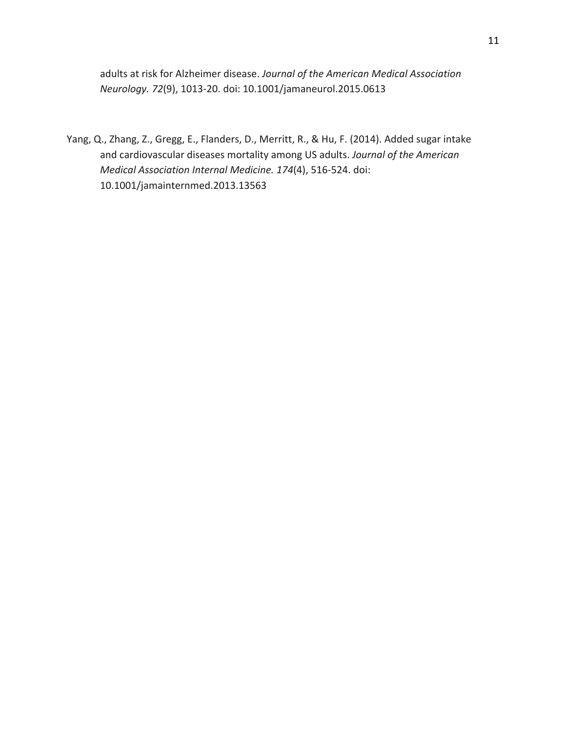adults at risk for Alzheimer disease. *Journal of the American Medical Association Neurology. 72*(9), 1013-20. doi: 10.1001/jamaneurol.2015.0613

Yang, Q., Zhang, Z., Gregg, E., Flanders, D., Merritt, R., & Hu, F. (2014). Added sugar intake and cardiovascular diseases mortality among US adults. *Journal of the American Medical Association Internal Medicine. 174*(4), 516-524. doi: 10.1001/jamainternmed.2013.13563